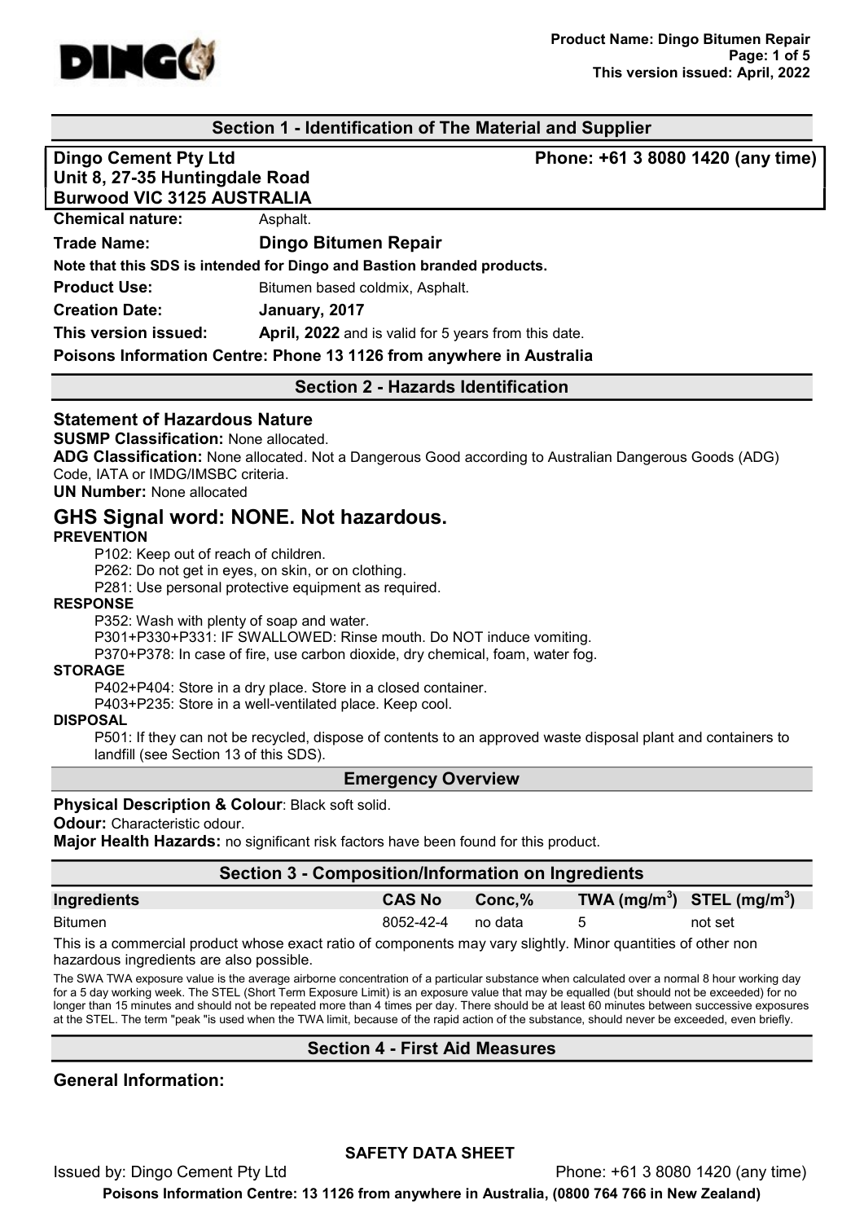## Section 1 - Identification of The Material and Supplier

**Dingo Cement Pty Ltd** **Phone: +61 3 8080 1420 (any time)**
**Unit 8, 27-35 Huntingdale Road**
**Burwood VIC 3125 AUSTRALIA**

**Chemical nature:** Asphalt.

**Trade Name:** **Dingo Bitumen Repair**

**Note that this SDS is intended for Dingo and Bastion branded products.**

**Product Use:** Bitumen based coldmix, Asphalt.

**Creation Date:** **January, 2017**

**This version issued:** **April, 2022** and is valid for 5 years from this date.

**Poisons Information Centre: Phone 13 1126 from anywhere in Australia**

## Section 2 - Hazards Identification

### Statement of Hazardous Nature

**SUSMP Classification:** None allocated.

**ADG Classification:** None allocated. Not a Dangerous Good according to Australian Dangerous Goods (ADG) Code, IATA or IMDG/IMSBC criteria.

**UN Number:** None allocated

## GHS Signal word: NONE. Not hazardous.

**PREVENTION**

P102: Keep out of reach of children.
P262: Do not get in eyes, on skin, or on clothing.
P281: Use personal protective equipment as required.

**RESPONSE**

P352: Wash with plenty of soap and water.
P301+P330+P331: IF SWALLOWED: Rinse mouth. Do NOT induce vomiting.
P370+P378: In case of fire, use carbon dioxide, dry chemical, foam, water fog.

**STORAGE**

P402+P404: Store in a dry place. Store in a closed container.
P403+P235: Store in a well-ventilated place. Keep cool.

**DISPOSAL**

P501: If they can not be recycled, dispose of contents to an approved waste disposal plant and containers to landfill (see Section 13 of this SDS).

## Emergency Overview

**Physical Description & Colour**: Black soft solid.

**Odour:** Characteristic odour.

**Major Health Hazards:** no significant risk factors have been found for this product.

## Section 3 - Composition/Information on Ingredients

| Ingredients | CAS No | Conc,% | TWA (mg/m$^3$) | STEL (mg/m$^3$) |
|---|---|---|---|---|
| Bitumen | 8052-42-4 | no data | 5 | not set |

This is a commercial product whose exact ratio of components may vary slightly. Minor quantities of other non hazardous ingredients are also possible.

The SWA TWA exposure value is the average airborne concentration of a particular substance when calculated over a normal 8 hour working day for a 5 day working week. The STEL (Short Term Exposure Limit) is an exposure value that may be equalled (but should not be exceeded) for no longer than 15 minutes and should not be repeated more than 4 times per day. There should be at least 60 minutes between successive exposures at the STEL. The term "peak "is used when the TWA limit, because of the rapid action of the substance, should never be exceeded, even briefly.

## Section 4 - First Aid Measures

### General Information: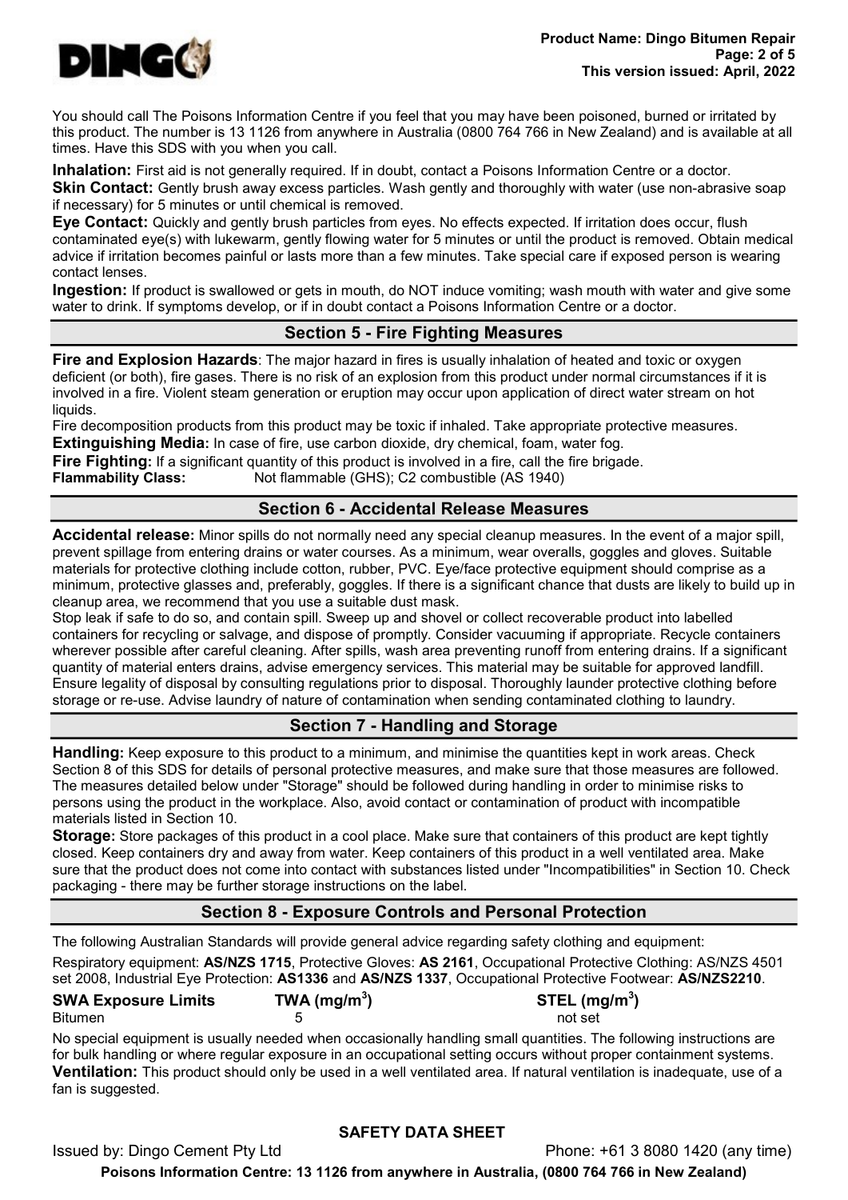You should call The Poisons Information Centre if you feel that you may have been poisoned, burned or irritated by this product. The number is 13 1126 from anywhere in Australia (0800 764 766 in New Zealand) and is available at all times. Have this SDS with you when you call.

**Inhalation:** First aid is not generally required. If in doubt, contact a Poisons Information Centre or a doctor.

**Skin Contact:** Gently brush away excess particles. Wash gently and thoroughly with water (use non-abrasive soap if necessary) for 5 minutes or until chemical is removed.

**Eye Contact:** Quickly and gently brush particles from eyes. No effects expected. If irritation does occur, flush contaminated eye(s) with lukewarm, gently flowing water for 5 minutes or until the product is removed. Obtain medical advice if irritation becomes painful or lasts more than a few minutes. Take special care if exposed person is wearing contact lenses.

**Ingestion:** If product is swallowed or gets in mouth, do NOT induce vomiting; wash mouth with water and give some water to drink. If symptoms develop, or if in doubt contact a Poisons Information Centre or a doctor.

## Section 5 - Fire Fighting Measures

**Fire and Explosion Hazards**: The major hazard in fires is usually inhalation of heated and toxic or oxygen deficient (or both), fire gases. There is no risk of an explosion from this product under normal circumstances if it is involved in a fire. Violent steam generation or eruption may occur upon application of direct water stream on hot liquids.

Fire decomposition products from this product may be toxic if inhaled. Take appropriate protective measures.

**Extinguishing Media:** In case of fire, use carbon dioxide, dry chemical, foam, water fog.

**Fire Fighting:** If a significant quantity of this product is involved in a fire, call the fire brigade.

**Flammability Class:** Not flammable (GHS); C2 combustible (AS 1940)

## Section 6 - Accidental Release Measures

**Accidental release:** Minor spills do not normally need any special cleanup measures. In the event of a major spill, prevent spillage from entering drains or water courses. As a minimum, wear overalls, goggles and gloves. Suitable materials for protective clothing include cotton, rubber, PVC. Eye/face protective equipment should comprise as a minimum, protective glasses and, preferably, goggles. If there is a significant chance that dusts are likely to build up in cleanup area, we recommend that you use a suitable dust mask.

Stop leak if safe to do so, and contain spill. Sweep up and shovel or collect recoverable product into labelled containers for recycling or salvage, and dispose of promptly. Consider vacuuming if appropriate. Recycle containers wherever possible after careful cleaning. After spills, wash area preventing runoff from entering drains. If a significant quantity of material enters drains, advise emergency services. This material may be suitable for approved landfill. Ensure legality of disposal by consulting regulations prior to disposal. Thoroughly launder protective clothing before storage or re-use. Advise laundry of nature of contamination when sending contaminated clothing to laundry.

## Section 7 - Handling and Storage

**Handling:** Keep exposure to this product to a minimum, and minimise the quantities kept in work areas. Check Section 8 of this SDS for details of personal protective measures, and make sure that those measures are followed. The measures detailed below under "Storage" should be followed during handling in order to minimise risks to persons using the product in the workplace. Also, avoid contact or contamination of product with incompatible materials listed in Section 10.

**Storage:** Store packages of this product in a cool place. Make sure that containers of this product are kept tightly closed. Keep containers dry and away from water. Keep containers of this product in a well ventilated area. Make sure that the product does not come into contact with substances listed under "Incompatibilities" in Section 10. Check packaging - there may be further storage instructions on the label.

## Section 8 - Exposure Controls and Personal Protection

The following Australian Standards will provide general advice regarding safety clothing and equipment:

Respiratory equipment: **AS/NZS 1715**, Protective Gloves: **AS 2161**, Occupational Protective Clothing: AS/NZS 4501 set 2008, Industrial Eye Protection: **AS1336** and **AS/NZS 1337**, Occupational Protective Footwear: **AS/NZS2210**.

| SWA Exposure Limits | TWA ($mg/m^3$) | STEL ($mg/m^3$) |
|---|---|---|
| Bitumen | 5 | not set |

No special equipment is usually needed when occasionally handling small quantities. The following instructions are for bulk handling or where regular exposure in an occupational setting occurs without proper containment systems.

**Ventilation:** This product should only be used in a well ventilated area. If natural ventilation is inadequate, use of a fan is suggested.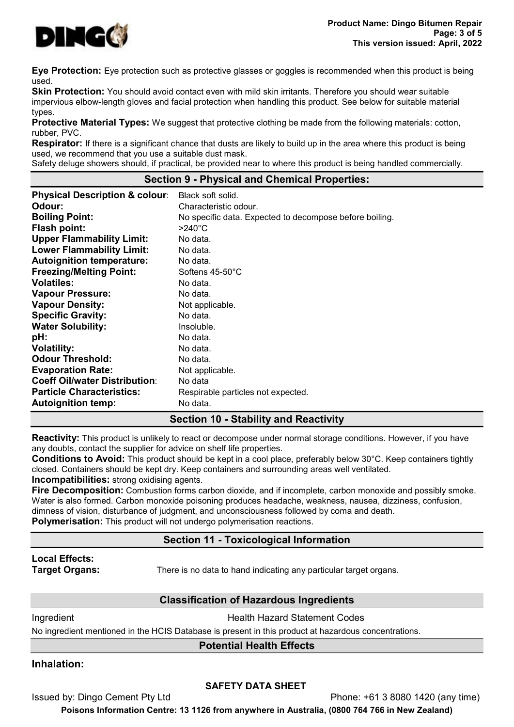**Eye Protection:** Eye protection such as protective glasses or goggles is recommended when this product is being used.

**Skin Protection:** You should avoid contact even with mild skin irritants. Therefore you should wear suitable impervious elbow-length gloves and facial protection when handling this product. See below for suitable material types.

**Protective Material Types:** We suggest that protective clothing be made from the following materials: cotton, rubber, PVC.

**Respirator:** If there is a significant chance that dusts are likely to build up in the area where this product is being used, we recommend that you use a suitable dust mask.

Safety deluge showers should, if practical, be provided near to where this product is being handled commercially.

## Section 9 - Physical and Chemical Properties:

| | |
|---|---|
| **Physical Description & colour**: | Black soft solid. |
| **Odour:** | Characteristic odour. |
| **Boiling Point:** | No specific data. Expected to decompose before boiling. |
| **Flash point:** | >240°C |
| **Upper Flammability Limit:** | No data. |
| **Lower Flammability Limit:** | No data. |
| **Autoignition temperature:** | No data. |
| **Freezing/Melting Point:** | Softens 45-50°C |
| **Volatiles:** | No data. |
| **Vapour Pressure:** | No data. |
| **Vapour Density:** | Not applicable. |
| **Specific Gravity:** | No data. |
| **Water Solubility:** | Insoluble. |
| **pH:** | No data. |
| **Volatility:** | No data. |
| **Odour Threshold:** | No data. |
| **Evaporation Rate:** | Not applicable. |
| **Coeff Oil/water Distribution**: | No data |
| **Particle Characteristics:** | Respirable particles not expected. |
| **Autoignition temp:** | No data. |

## Section 10 - Stability and Reactivity

**Reactivity:** This product is unlikely to react or decompose under normal storage conditions. However, if you have any doubts, contact the supplier for advice on shelf life properties.

**Conditions to Avoid:** This product should be kept in a cool place, preferably below 30°C. Keep containers tightly closed. Containers should be kept dry. Keep containers and surrounding areas well ventilated.

**Incompatibilities:** strong oxidising agents.

**Fire Decomposition:** Combustion forms carbon dioxide, and if incomplete, carbon monoxide and possibly smoke. Water is also formed. Carbon monoxide poisoning produces headache, weakness, nausea, dizziness, confusion, dimness of vision, disturbance of judgment, and unconsciousness followed by coma and death.

**Polymerisation:** This product will not undergo polymerisation reactions.

## Section 11 - Toxicological Information

**Local Effects:**

**Target Organs:** There is no data to hand indicating any particular target organs.

## Classification of Hazardous Ingredients

| Ingredient | Health Hazard Statement Codes |
|---|---|

No ingredient mentioned in the HCIS Database is present in this product at hazardous concentrations.

## Potential Health Effects

### Inhalation: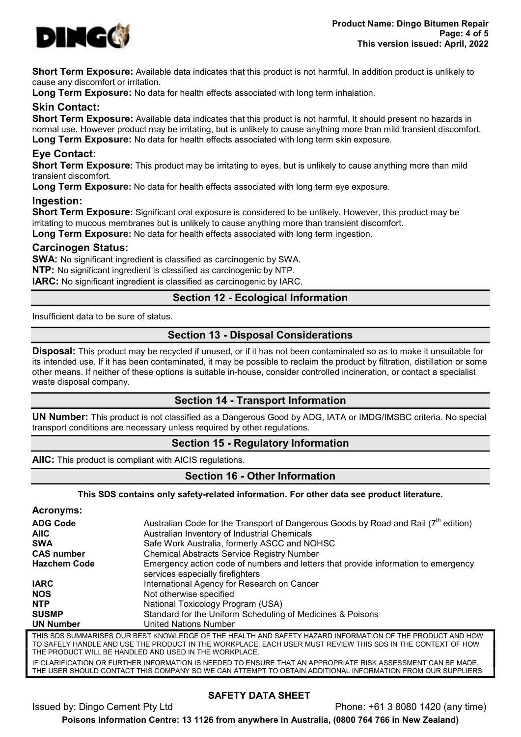**Short Term Exposure:** Available data indicates that this product is not harmful. In addition product is unlikely to cause any discomfort or irritation.
**Long Term Exposure:** No data for health effects associated with long term inhalation.

### Skin Contact:

**Short Term Exposure:** Available data indicates that this product is not harmful. It should present no hazards in normal use. However product may be irritating, but is unlikely to cause anything more than mild transient discomfort.
**Long Term Exposure:** No data for health effects associated with long term skin exposure.

### Eye Contact:

**Short Term Exposure:** This product may be irritating to eyes, but is unlikely to cause anything more than mild transient discomfort.
**Long Term Exposure:** No data for health effects associated with long term eye exposure.

### Ingestion:

**Short Term Exposure:** Significant oral exposure is considered to be unlikely. However, this product may be irritating to mucous membranes but is unlikely to cause anything more than transient discomfort.
**Long Term Exposure:** No data for health effects associated with long term ingestion.

### Carcinogen Status:

**SWA:** No significant ingredient is classified as carcinogenic by SWA.
**NTP:** No significant ingredient is classified as carcinogenic by NTP.
**IARC:** No significant ingredient is classified as carcinogenic by IARC.

## Section 12 - Ecological Information

Insufficient data to be sure of status.

## Section 13 - Disposal Considerations

**Disposal:** This product may be recycled if unused, or if it has not been contaminated so as to make it unsuitable for its intended use. If it has been contaminated, it may be possible to reclaim the product by filtration, distillation or some other means. If neither of these options is suitable in-house, consider controlled incineration, or contact a specialist waste disposal company.

## Section 14 - Transport Information

**UN Number:** This product is not classified as a Dangerous Good by ADG, IATA or IMDG/IMSBC criteria. No special transport conditions are necessary unless required by other regulations.

## Section 15 - Regulatory Information

**AIIC:** This product is compliant with AICIS regulations.

## Section 16 - Other Information

**This SDS contains only safety-related information. For other data see product literature.**

### Acronyms:

| | |
|---|---|
| **ADG Code** | Australian Code for the Transport of Dangerous Goods by Road and Rail (7th edition) |
| **AIIC** | Australian Inventory of Industrial Chemicals |
| **SWA** | Safe Work Australia, formerly ASCC and NOHSC |
| **CAS number** | Chemical Abstracts Service Registry Number |
| **Hazchem Code** | Emergency action code of numbers and letters that provide information to emergency services especially firefighters |
| **IARC** | International Agency for Research on Cancer |
| **NOS** | Not otherwise specified |
| **NTP** | National Toxicology Program (USA) |
| **SUSMP** | Standard for the Uniform Scheduling of Medicines & Poisons |
| **UN Number** | United Nations Number |

THIS SDS SUMMARISES OUR BEST KNOWLEDGE OF THE HEALTH AND SAFETY HAZARD INFORMATION OF THE PRODUCT AND HOW TO SAFELY HANDLE AND USE THE PRODUCT IN THE WORKPLACE. EACH USER MUST REVIEW THIS SDS IN THE CONTEXT OF HOW THE PRODUCT WILL BE HANDLED AND USED IN THE WORKPLACE.

IF CLARIFICATION OR FURTHER INFORMATION IS NEEDED TO ENSURE THAT AN APPROPRIATE RISK ASSESSMENT CAN BE MADE, THE USER SHOULD CONTACT THIS COMPANY SO WE CAN ATTEMPT TO OBTAIN ADDITIONAL INFORMATION FROM OUR SUPPLIERS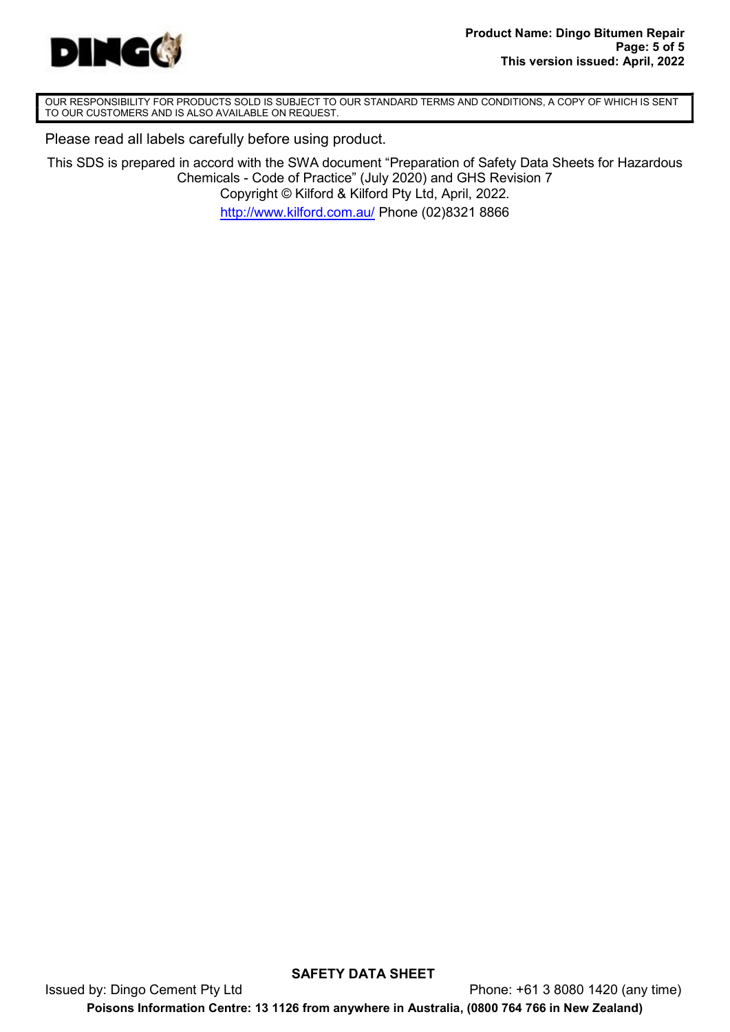OUR RESPONSIBILITY FOR PRODUCTS SOLD IS SUBJECT TO OUR STANDARD TERMS AND CONDITIONS, A COPY OF WHICH IS SENT TO OUR CUSTOMERS AND IS ALSO AVAILABLE ON REQUEST.

Please read all labels carefully before using product.

This SDS is prepared in accord with the SWA document "Preparation of Safety Data Sheets for Hazardous Chemicals - Code of Practice" (July 2020) and GHS Revision 7
Copyright © Kilford & Kilford Pty Ltd, April, 2022.
http://www.kilford.com.au/ Phone (02)8321 8866